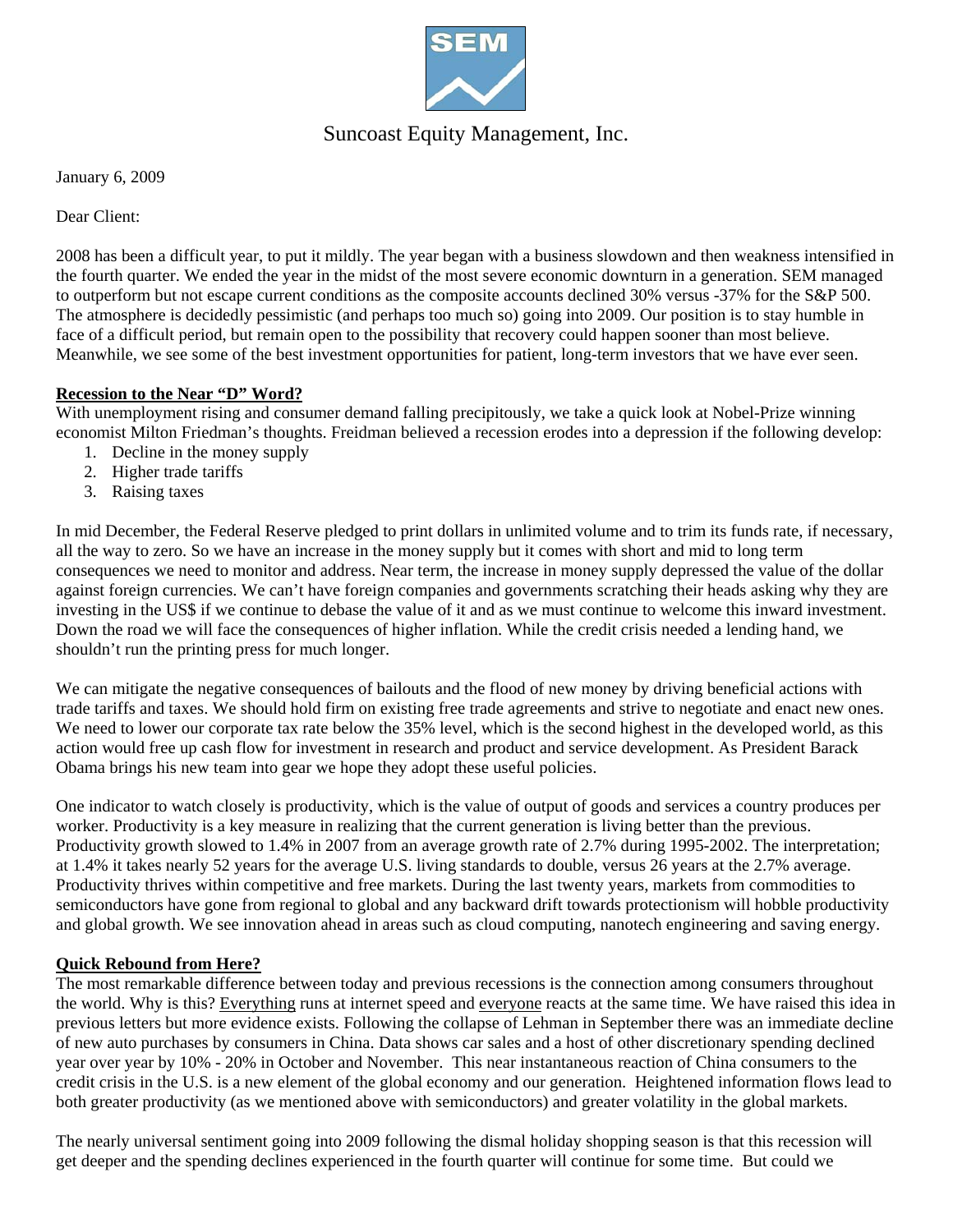Suncoast Equity Management, Inc.

January 6, 2009

Dear Client:

2008 has been a difficult year, to put it mildly. The year began with a business slowdown and then weakness intensified in the fourth quarter. We ended the year in the midst of the most severe economic downturn in a generation. SEM managed to outperform but not escape current conditions as the composite accounts declined 30% versus -37% for the S&P 500. The atmosphere is decidedly pessimistic (and perhaps too much so) going into 2009. Our position is to stay humble in face of a difficult period, but remain open to the possibility that recovery could happen sooner than most believe. Meanwhile, we see some of the best investment opportunities for patient, long-term investors that we have ever seen.

**Recession to the Near "D" Word?**

With unemployment rising and consumer demand falling precipitously, we take a quick look at Nobel-Prize winning economist Milton Friedman's thoughts. Freidman believed a recession erodes into a depression if the following develop:

1. Decline in the money supply
2. Higher trade tariffs
3. Raising taxes

In mid December, the Federal Reserve pledged to print dollars in unlimited volume and to trim its funds rate, if necessary, all the way to zero. So we have an increase in the money supply but it comes with short and mid to long term consequences we need to monitor and address. Near term, the increase in money supply depressed the value of the dollar against foreign currencies. We can't have foreign companies and governments scratching their heads asking why they are investing in the US$ if we continue to debase the value of it and as we must continue to welcome this inward investment. Down the road we will face the consequences of higher inflation. While the credit crisis needed a lending hand, we shouldn't run the printing press for much longer.

We can mitigate the negative consequences of bailouts and the flood of new money by driving beneficial actions with trade tariffs and taxes. We should hold firm on existing free trade agreements and strive to negotiate and enact new ones. We need to lower our corporate tax rate below the 35% level, which is the second highest in the developed world, as this action would free up cash flow for investment in research and product and service development. As President Barack Obama brings his new team into gear we hope they adopt these useful policies.

One indicator to watch closely is productivity, which is the value of output of goods and services a country produces per worker. Productivity is a key measure in realizing that the current generation is living better than the previous. Productivity growth slowed to 1.4% in 2007 from an average growth rate of 2.7% during 1995-2002. The interpretation; at 1.4% it takes nearly 52 years for the average U.S. living standards to double, versus 26 years at the 2.7% average. Productivity thrives within competitive and free markets. During the last twenty years, markets from commodities to semiconductors have gone from regional to global and any backward drift towards protectionism will hobble productivity and global growth. We see innovation ahead in areas such as cloud computing, nanotech engineering and saving energy.

**Quick Rebound from Here?**

The most remarkable difference between today and previous recessions is the connection among consumers throughout the world. Why is this? Everything runs at internet speed and everyone reacts at the same time. We have raised this idea in previous letters but more evidence exists. Following the collapse of Lehman in September there was an immediate decline of new auto purchases by consumers in China. Data shows car sales and a host of other discretionary spending declined year over year by 10% - 20% in October and November. This near instantaneous reaction of China consumers to the credit crisis in the U.S. is a new element of the global economy and our generation. Heightened information flows lead to both greater productivity (as we mentioned above with semiconductors) and greater volatility in the global markets.

The nearly universal sentiment going into 2009 following the dismal holiday shopping season is that this recession will get deeper and the spending declines experienced in the fourth quarter will continue for some time. But could we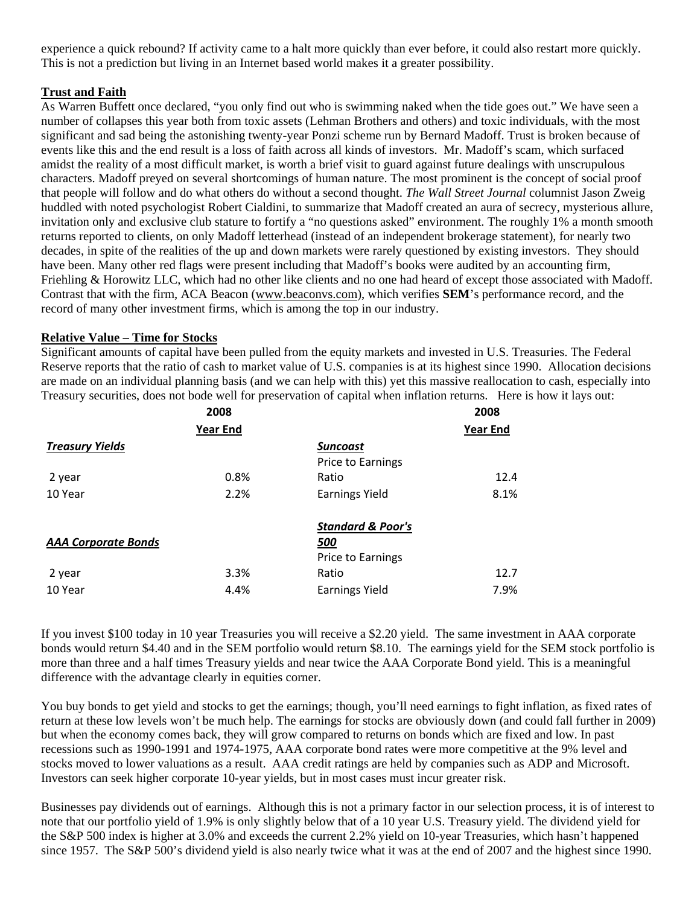experience a quick rebound? If activity came to a halt more quickly than ever before, it could also restart more quickly. This is not a prediction but living in an Internet based world makes it a greater possibility.

**Trust and Faith**

As Warren Buffett once declared, "you only find out who is swimming naked when the tide goes out." We have seen a number of collapses this year both from toxic assets (Lehman Brothers and others) and toxic individuals, with the most significant and sad being the astonishing twenty-year Ponzi scheme run by Bernard Madoff. Trust is broken because of events like this and the end result is a loss of faith across all kinds of investors. Mr. Madoff's scam, which surfaced amidst the reality of a most difficult market, is worth a brief visit to guard against future dealings with unscrupulous characters. Madoff preyed on several shortcomings of human nature. The most prominent is the concept of social proof that people will follow and do what others do without a second thought. *The Wall Street Journal* columnist Jason Zweig huddled with noted psychologist Robert Cialdini, to summarize that Madoff created an aura of secrecy, mysterious allure, invitation only and exclusive club stature to fortify a "no questions asked" environment. The roughly 1% a month smooth returns reported to clients, on only Madoff letterhead (instead of an independent brokerage statement), for nearly two decades, in spite of the realities of the up and down markets were rarely questioned by existing investors. They should have been. Many other red flags were present including that Madoff's books were audited by an accounting firm, Friehling & Horowitz LLC, which had no other like clients and no one had heard of except those associated with Madoff. Contrast that with the firm, ACA Beacon (www.beaconvs.com), which verifies **SEM**'s performance record, and the record of many other investment firms, which is among the top in our industry.

**Relative Value – Time for Stocks**

Significant amounts of capital have been pulled from the equity markets and invested in U.S. Treasuries. The Federal Reserve reports that the ratio of cash to market value of U.S. companies is at its highest since 1990. Allocation decisions are made on an individual planning basis (and we can help with this) yet this massive reallocation to cash, especially into Treasury securities, does not bode well for preservation of capital when inflation returns. Here is how it lays out:

| | 2008 Year End | | 2008 Year End |
|---|---|---|---|
| ***Treasury Yields*** | | ***Suncoast*** | |
| 2 year | 0.8% | Price to Earnings Ratio | 12.4 |
| 10 Year | 2.2% | Earnings Yield | 8.1% |
| ***AAA Corporate Bonds*** | | ***Standard & Poor's 500*** | |
| 2 year | 3.3% | Price to Earnings Ratio | 12.7 |
| 10 Year | 4.4% | Earnings Yield | 7.9% |

If you invest $100 today in 10 year Treasuries you will receive a $2.20 yield. The same investment in AAA corporate bonds would return $4.40 and in the SEM portfolio would return $8.10. The earnings yield for the SEM stock portfolio is more than three and a half times Treasury yields and near twice the AAA Corporate Bond yield. This is a meaningful difference with the advantage clearly in equities corner.

You buy bonds to get yield and stocks to get the earnings; though, you'll need earnings to fight inflation, as fixed rates of return at these low levels won't be much help. The earnings for stocks are obviously down (and could fall further in 2009) but when the economy comes back, they will grow compared to returns on bonds which are fixed and low. In past recessions such as 1990-1991 and 1974-1975, AAA corporate bond rates were more competitive at the 9% level and stocks moved to lower valuations as a result. AAA credit ratings are held by companies such as ADP and Microsoft. Investors can seek higher corporate 10-year yields, but in most cases must incur greater risk.

Businesses pay dividends out of earnings. Although this is not a primary factor in our selection process, it is of interest to note that our portfolio yield of 1.9% is only slightly below that of a 10 year U.S. Treasury yield. The dividend yield for the S&P 500 index is higher at 3.0% and exceeds the current 2.2% yield on 10-year Treasuries, which hasn't happened since 1957. The S&P 500's dividend yield is also nearly twice what it was at the end of 2007 and the highest since 1990.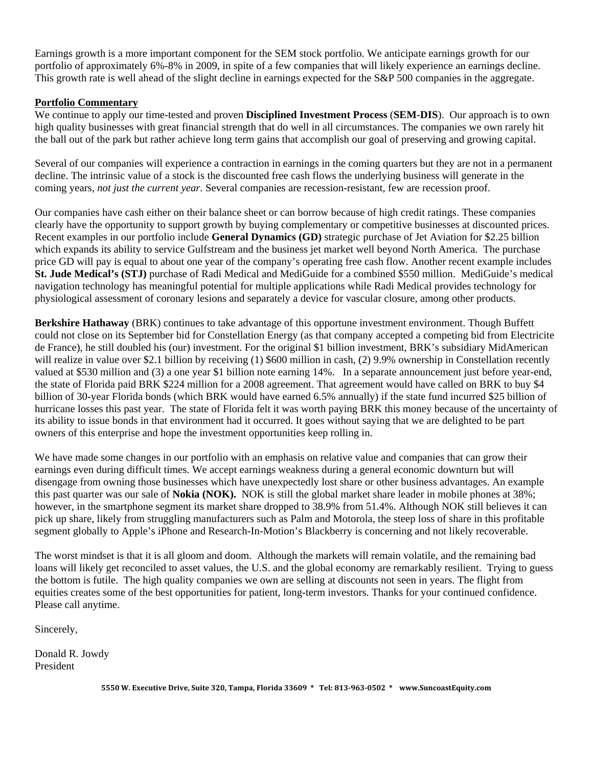Earnings growth is a more important component for the SEM stock portfolio. We anticipate earnings growth for our portfolio of approximately 6%-8% in 2009, in spite of a few companies that will likely experience an earnings decline. This growth rate is well ahead of the slight decline in earnings expected for the S&P 500 companies in the aggregate.

**Portfolio Commentary**

We continue to apply our time-tested and proven **Disciplined Investment Process** (**SEM-DIS**). Our approach is to own high quality businesses with great financial strength that do well in all circumstances. The companies we own rarely hit the ball out of the park but rather achieve long term gains that accomplish our goal of preserving and growing capital.

Several of our companies will experience a contraction in earnings in the coming quarters but they are not in a permanent decline. The intrinsic value of a stock is the discounted free cash flows the underlying business will generate in the coming years, *not just the current year.* Several companies are recession-resistant, few are recession proof.

Our companies have cash either on their balance sheet or can borrow because of high credit ratings. These companies clearly have the opportunity to support growth by buying complementary or competitive businesses at discounted prices. Recent examples in our portfolio include **General Dynamics (GD)** strategic purchase of Jet Aviation for $2.25 billion which expands its ability to service Gulfstream and the business jet market well beyond North America. The purchase price GD will pay is equal to about one year of the company's operating free cash flow. Another recent example includes **St. Jude Medical's (STJ)** purchase of Radi Medical and MediGuide for a combined $550 million. MediGuide's medical navigation technology has meaningful potential for multiple applications while Radi Medical provides technology for physiological assessment of coronary lesions and separately a device for vascular closure, among other products.

**Berkshire Hathaway** (BRK) continues to take advantage of this opportune investment environment. Though Buffett could not close on its September bid for Constellation Energy (as that company accepted a competing bid from Electricite de France), he still doubled his (our) investment. For the original $1 billion investment, BRK's subsidiary MidAmerican will realize in value over $2.1 billion by receiving (1) $600 million in cash, (2) 9.9% ownership in Constellation recently valued at $530 million and (3) a one year $1 billion note earning 14%. In a separate announcement just before year-end, the state of Florida paid BRK $224 million for a 2008 agreement. That agreement would have called on BRK to buy $4 billion of 30-year Florida bonds (which BRK would have earned 6.5% annually) if the state fund incurred $25 billion of hurricane losses this past year. The state of Florida felt it was worth paying BRK this money because of the uncertainty of its ability to issue bonds in that environment had it occurred. It goes without saying that we are delighted to be part owners of this enterprise and hope the investment opportunities keep rolling in.

We have made some changes in our portfolio with an emphasis on relative value and companies that can grow their earnings even during difficult times. We accept earnings weakness during a general economic downturn but will disengage from owning those businesses which have unexpectedly lost share or other business advantages. An example this past quarter was our sale of **Nokia (NOK).** NOK is still the global market share leader in mobile phones at 38%; however, in the smartphone segment its market share dropped to 38.9% from 51.4%. Although NOK still believes it can pick up share, likely from struggling manufacturers such as Palm and Motorola, the steep loss of share in this profitable segment globally to Apple's iPhone and Research-In-Motion's Blackberry is concerning and not likely recoverable.

The worst mindset is that it is all gloom and doom. Although the markets will remain volatile, and the remaining bad loans will likely get reconciled to asset values, the U.S. and the global economy are remarkably resilient. Trying to guess the bottom is futile. The high quality companies we own are selling at discounts not seen in years. The flight from equities creates some of the best opportunities for patient, long-term investors. Thanks for your continued confidence. Please call anytime.

Sincerely,

Donald R. Jowdy
President

**5550 W. Executive Drive, Suite 320, Tampa, Florida 33609 * Tel: 813-963-0502 * www.SuncoastEquity.com**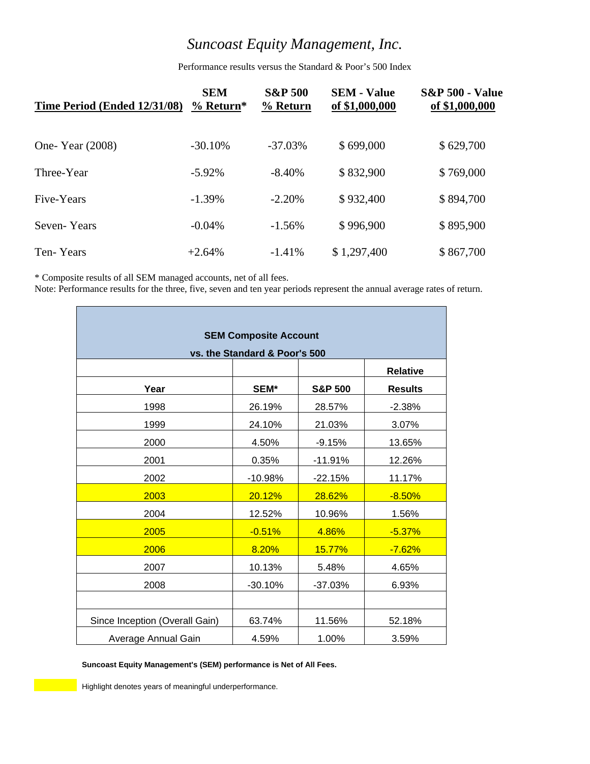# *Suncoast Equity Management, Inc.*

Performance results versus the Standard & Poor's 500 Index

| Time Period (Ended 12/31/08) | SEM % Return* | S&P 500 % Return | SEM - Value of $1,000,000 | S&P 500 - Value of $1,000,000 |
|---|---|---|---|---|
| One- Year (2008) | -30.10% | -37.03% | $ 699,000 | $ 629,700 |
| Three-Year | -5.92% | -8.40% | $ 832,900 | $ 769,000 |
| Five-Years | -1.39% | -2.20% | $ 932,400 | $ 894,700 |
| Seven- Years | -0.04% | -1.56% | $ 996,900 | $ 895,900 |
| Ten- Years | +2.64% | -1.41% | $ 1,297,400 | $ 867,700 |

* Composite results of all SEM managed accounts, net of all fees.
Note: Performance results for the three, five, seven and ten year periods represent the annual average rates of return.

**SEM Composite Account vs. the Standard & Poor's 500**

| Year | SEM* | S&P 500 | Relative Results |
|---|---|---|---|
| 1998 | 26.19% | 28.57% | -2.38% |
| 1999 | 24.10% | 21.03% | 3.07% |
| 2000 | 4.50% | -9.15% | 13.65% |
| 2001 | 0.35% | -11.91% | 12.26% |
| 2002 | -10.98% | -22.15% | 11.17% |
| 2003 | 20.12% | 28.62% | -8.50% |
| 2004 | 12.52% | 10.96% | 1.56% |
| 2005 | -0.51% | 4.86% | -5.37% |
| 2006 | 8.20% | 15.77% | -7.62% |
| 2007 | 10.13% | 5.48% | 4.65% |
| 2008 | -30.10% | -37.03% | 6.93% |
| | | | |
| Since Inception (Overall Gain) | 63.74% | 11.56% | 52.18% |
| Average Annual Gain | 4.59% | 1.00% | 3.59% |

**Suncoast Equity Management's (SEM) performance is Net of All Fees.**

Highlight denotes years of meaningful underperformance.